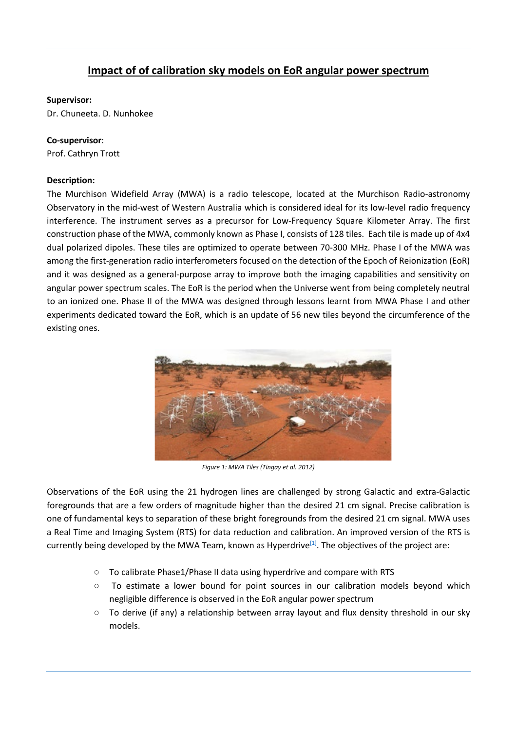# Impact of of calibration sky models on EoR angular power spectrum

**Supervisor:**
Dr. Chuneeta. D. Nunhokee

**Co-supervisor**:
Prof. Cathryn Trott

**Description:**

The Murchison Widefield Array (MWA) is a radio telescope, located at the Murchison Radio-astronomy Observatory in the mid-west of Western Australia which is considered ideal for its low-level radio frequency interference. The instrument serves as a precursor for Low-Frequency Square Kilometer Array. The first construction phase of the MWA, commonly known as Phase I, consists of 128 tiles. Each tile is made up of 4x4 dual polarized dipoles. These tiles are optimized to operate between 70-300 MHz. Phase I of the MWA was among the first-generation radio interferometers focused on the detection of the Epoch of Reionization (EoR) and it was designed as a general-purpose array to improve both the imaging capabilities and sensitivity on angular power spectrum scales. The EoR is the period when the Universe went from being completely neutral to an ionized one. Phase II of the MWA was designed through lessons learnt from MWA Phase I and other experiments dedicated toward the EoR, which is an update of 56 new tiles beyond the circumference of the existing ones.

*Figure 1: MWA Tiles (Tingay et al. 2012)*

Observations of the EoR using the 21 hydrogen lines are challenged by strong Galactic and extra-Galactic foregrounds that are a few orders of magnitude higher than the desired 21 cm signal. Precise calibration is one of fundamental keys to separation of these bright foregrounds from the desired 21 cm signal. MWA uses a Real Time and Imaging System (RTS) for data reduction and calibration. An improved version of the RTS is currently being developed by the MWA Team, known as Hyperdrive[1]. The objectives of the project are:

- To calibrate Phase1/Phase II data using hyperdrive and compare with RTS
- To estimate a lower bound for point sources in our calibration models beyond which negligible difference is observed in the EoR angular power spectrum
- To derive (if any) a relationship between array layout and flux density threshold in our sky models.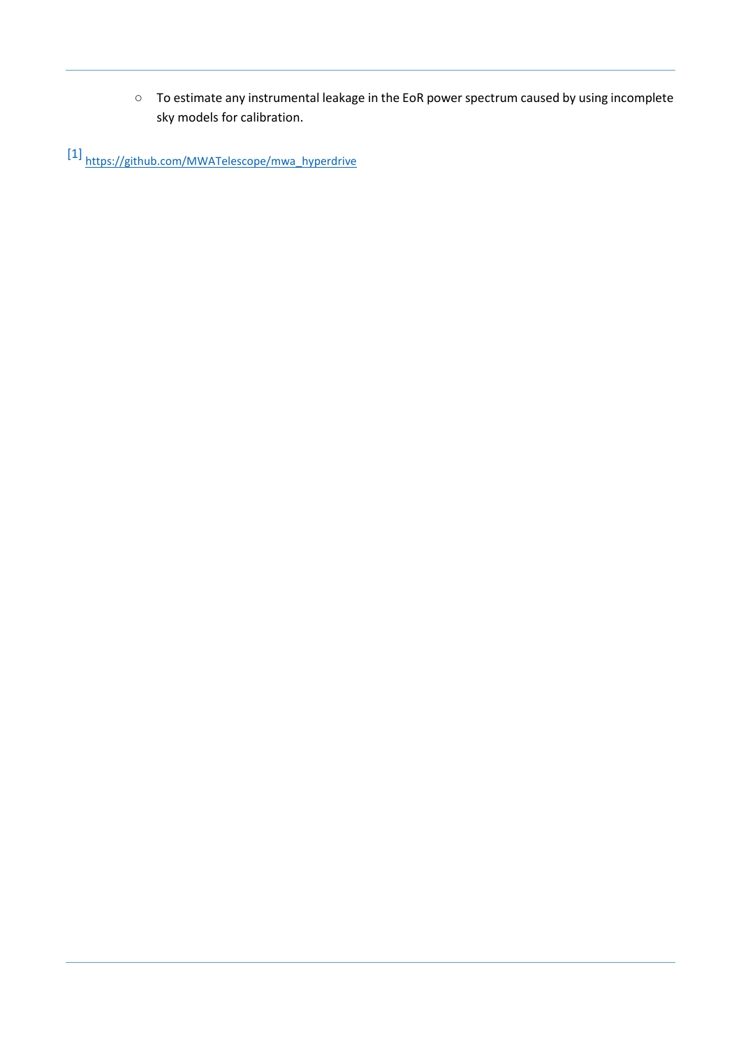- To estimate any instrumental leakage in the EoR power spectrum caused by using incomplete sky models for calibration.

[1] https://github.com/MWATelescope/mwa_hyperdrive